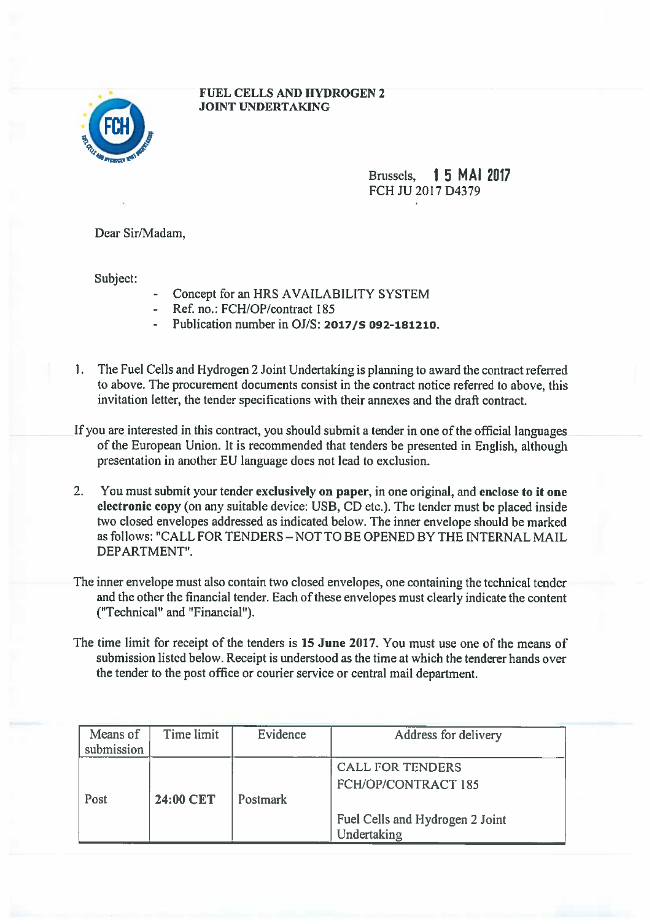**FUEL CELLS AND HYDROGEN 2**
**JOINT UNDERTAKING**

Brussels, **15 MAI 2017**
FCH JU 2017 D4379

Dear Sir/Madam,

Subject:

- Concept for an HRS AVAILABILITY SYSTEM
- Ref. no.: FCH/OP/contract 185
- Publication number in OJ/S: **2017/S 092-181210**.

1. The Fuel Cells and Hydrogen 2 Joint Undertaking is planning to award the contract referred to above. The procurement documents consist in the contract notice referred to above, this invitation letter, the tender specifications with their annexes and the draft contract.

If you are interested in this contract, you should submit a tender in one of the official languages of the European Union. It is recommended that tenders be presented in English, although presentation in another EU language does not lead to exclusion.

2. You must submit your tender **exclusively on paper**, in one original, and **enclose to it one electronic copy** (on any suitable device: USB, CD etc.). The tender must be placed inside two closed envelopes addressed as indicated below. The inner envelope should be marked as follows: "CALL FOR TENDERS – NOT TO BE OPENED BY THE INTERNAL MAIL DEPARTMENT".

The inner envelope must also contain two closed envelopes, one containing the technical tender and the other the financial tender. Each of these envelopes must clearly indicate the content ("Technical" and "Financial").

The time limit for receipt of the tenders is **15 June 2017**. You must use one of the means of submission listed below. Receipt is understood as the time at which the tenderer hands over the tender to the post office or courier service or central mail department.

| Means of submission | Time limit | Evidence | Address for delivery |
|---|---|---|---|
| Post | **24:00 CET** | Postmark | CALL FOR TENDERS FCH/OP/CONTRACT 185<br><br>Fuel Cells and Hydrogen 2 Joint Undertaking |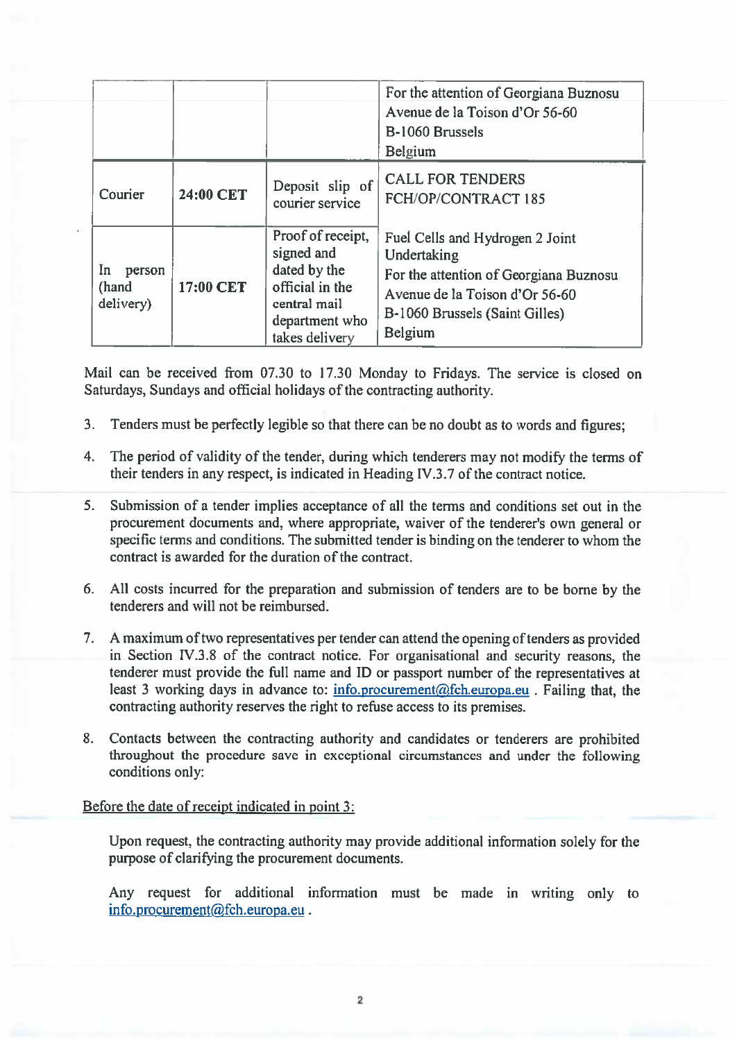| | | | |
|---|---|---|---|
| | | | For the attention of Georgiana Buznosu<br>Avenue de la Toison d'Or 56-60<br>B-1060 Brussels<br>Belgium |
| Courier | **24:00 CET** | Deposit slip of courier service | CALL FOR TENDERS<br>FCH/OP/CONTRACT 185 |
| In person (hand delivery) | **17:00 CET** | Proof of receipt, signed and dated by the official in the central mail department who takes delivery | Fuel Cells and Hydrogen 2 Joint Undertaking<br>For the attention of Georgiana Buznosu<br>Avenue de la Toison d'Or 56-60<br>B-1060 Brussels (Saint Gilles)<br>Belgium |

Mail can be received from 07.30 to 17.30 Monday to Fridays. The service is closed on Saturdays, Sundays and official holidays of the contracting authority.

3. Tenders must be perfectly legible so that there can be no doubt as to words and figures;

4. The period of validity of the tender, during which tenderers may not modify the terms of their tenders in any respect, is indicated in Heading IV.3.7 of the contract notice.

5. Submission of a tender implies acceptance of all the terms and conditions set out in the procurement documents and, where appropriate, waiver of the tenderer's own general or specific terms and conditions. The submitted tender is binding on the tenderer to whom the contract is awarded for the duration of the contract.

6. All costs incurred for the preparation and submission of tenders are to be borne by the tenderers and will not be reimbursed.

7. A maximum of two representatives per tender can attend the opening of tenders as provided in Section IV.3.8 of the contract notice. For organisational and security reasons, the tenderer must provide the full name and ID or passport number of the representatives at least 3 working days in advance to: info.procurement@fch.europa.eu . Failing that, the contracting authority reserves the right to refuse access to its premises.

8. Contacts between the contracting authority and candidates or tenderers are prohibited throughout the procedure save in exceptional circumstances and under the following conditions only:

<u>Before the date of receipt indicated in point 3:</u>

Upon request, the contracting authority may provide additional information solely for the purpose of clarifying the procurement documents.

Any request for additional information must be made in writing only to info.procurement@fch.europa.eu .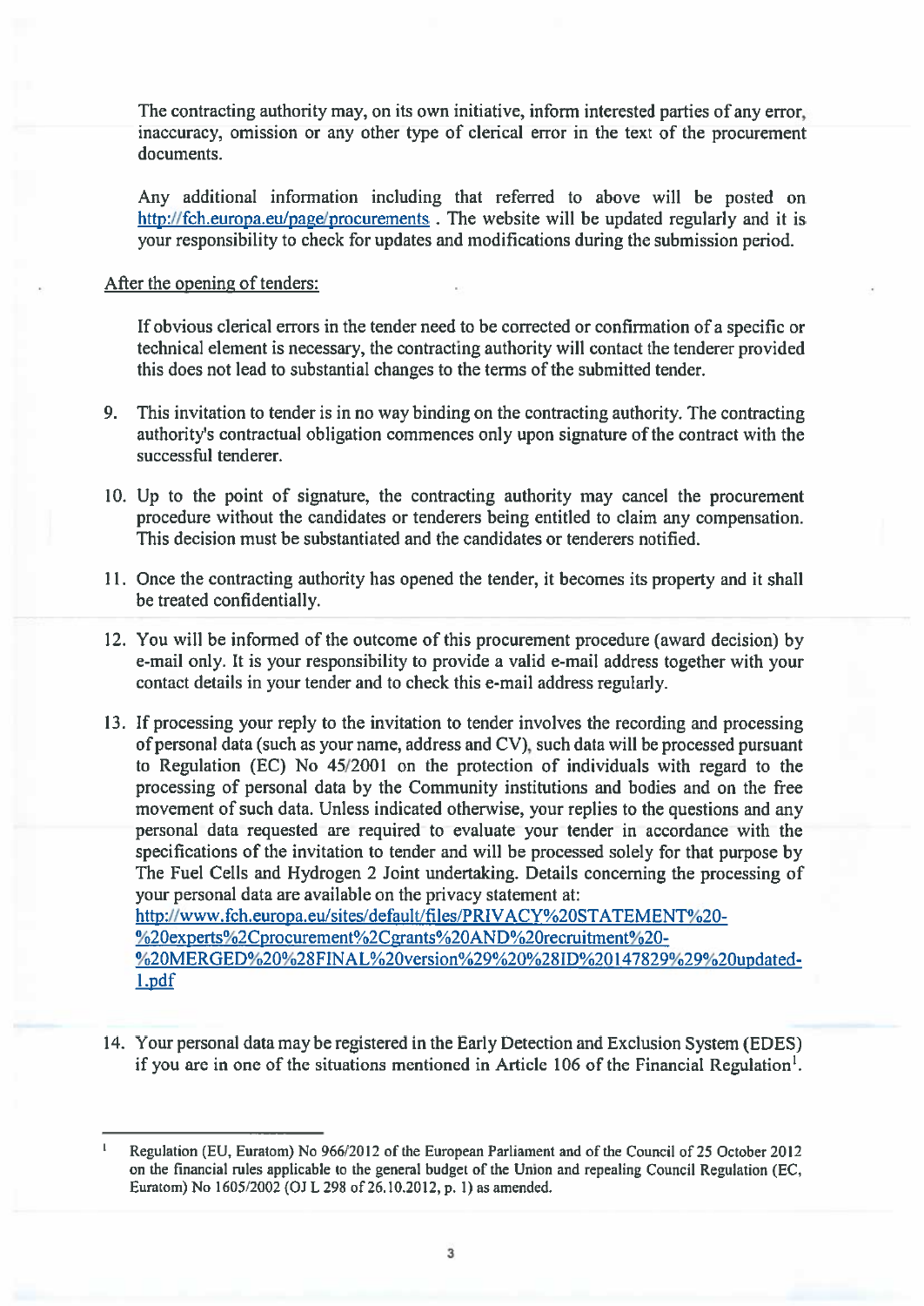The contracting authority may, on its own initiative, inform interested parties of any error, inaccuracy, omission or any other type of clerical error in the text of the procurement documents.

Any additional information including that referred to above will be posted on http://fch.europa.eu/page/procurements . The website will be updated regularly and it is your responsibility to check for updates and modifications during the submission period.

After the opening of tenders:

If obvious clerical errors in the tender need to be corrected or confirmation of a specific or technical element is necessary, the contracting authority will contact the tenderer provided this does not lead to substantial changes to the terms of the submitted tender.

9. This invitation to tender is in no way binding on the contracting authority. The contracting authority's contractual obligation commences only upon signature of the contract with the successful tenderer.

10. Up to the point of signature, the contracting authority may cancel the procurement procedure without the candidates or tenderers being entitled to claim any compensation. This decision must be substantiated and the candidates or tenderers notified.

11. Once the contracting authority has opened the tender, it becomes its property and it shall be treated confidentially.

12. You will be informed of the outcome of this procurement procedure (award decision) by e-mail only. It is your responsibility to provide a valid e-mail address together with your contact details in your tender and to check this e-mail address regularly.

13. If processing your reply to the invitation to tender involves the recording and processing of personal data (such as your name, address and CV), such data will be processed pursuant to Regulation (EC) No 45/2001 on the protection of individuals with regard to the processing of personal data by the Community institutions and bodies and on the free movement of such data. Unless indicated otherwise, your replies to the questions and any personal data requested are required to evaluate your tender in accordance with the specifications of the invitation to tender and will be processed solely for that purpose by The Fuel Cells and Hydrogen 2 Joint undertaking. Details concerning the processing of your personal data are available on the privacy statement at: http://www.fch.europa.eu/sites/default/files/PRIVACY%20STATEMENT%20-%20experts%2Cprocurement%2Cgrants%20AND%20recruitment%20-%20MERGED%20%28FINAL%20version%29%20%28ID%20147829%29%20updated-1.pdf

14. Your personal data may be registered in the Early Detection and Exclusion System (EDES) if you are in one of the situations mentioned in Article 106 of the Financial Regulation[1].

---

[1] Regulation (EU, Euratom) No 966/2012 of the European Parliament and of the Council of 25 October 2012 on the financial rules applicable to the general budget of the Union and repealing Council Regulation (EC, Euratom) No 1605/2002 (OJ L 298 of 26.10.2012, p. 1) as amended.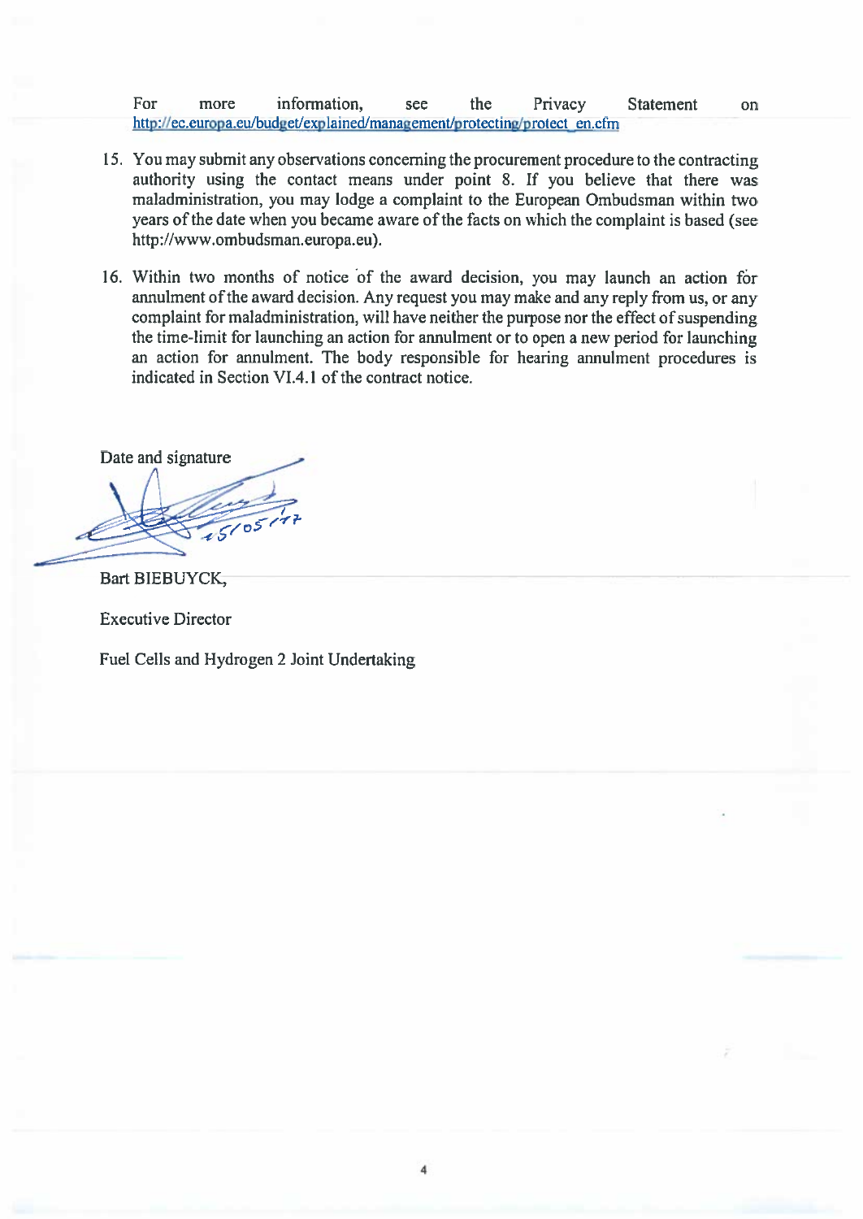For more information, see the Privacy Statement on http://ec.europa.eu/budget/explained/management/protecting/protect_en.cfm

15. You may submit any observations concerning the procurement procedure to the contracting authority using the contact means under point 8. If you believe that there was maladministration, you may lodge a complaint to the European Ombudsman within two years of the date when you became aware of the facts on which the complaint is based (see http://www.ombudsman.europa.eu).

16. Within two months of notice of the award decision, you may launch an action for annulment of the award decision. Any request you may make and any reply from us, or any complaint for maladministration, will have neither the purpose nor the effect of suspending the time-limit for launching an action for annulment or to open a new period for launching an action for annulment. The body responsible for hearing annulment procedures is indicated in Section VI.4.1 of the contract notice.

Date and signature

15/05/17

Bart BIEBUYCK,

Executive Director

Fuel Cells and Hydrogen 2 Joint Undertaking